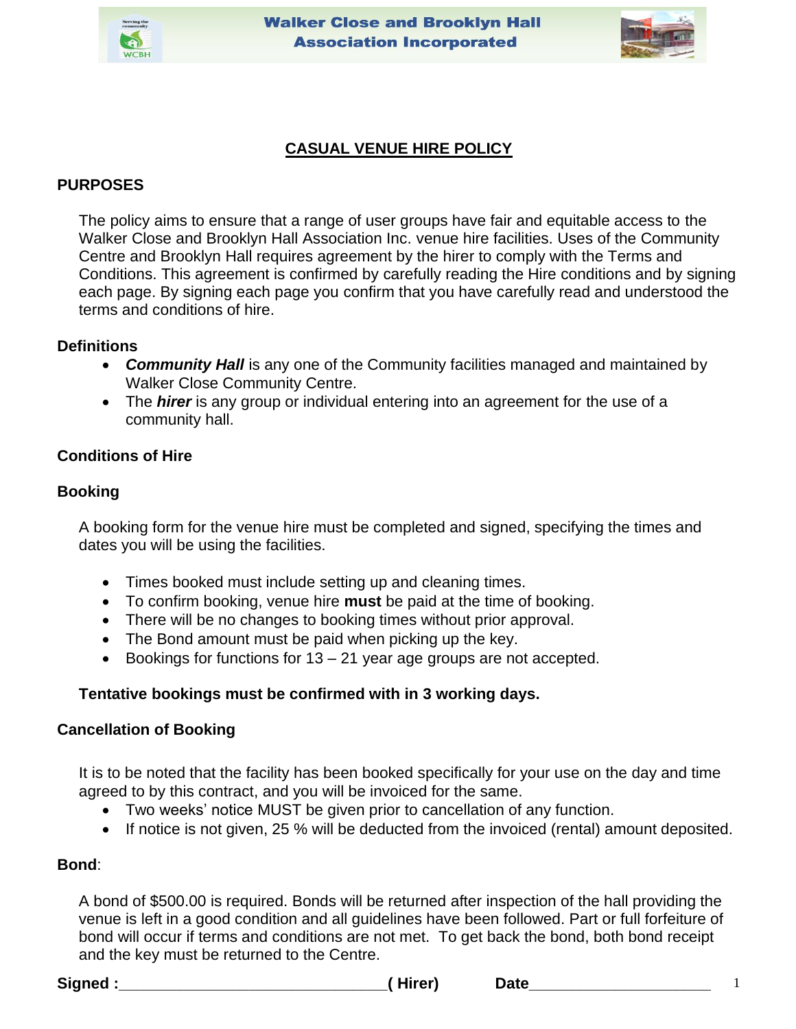Walker Close and Brooklyn Hall Association Incorporated

# CASUAL VENUE HIRE POLICY

## PURPOSES

The policy aims to ensure that a range of user groups have fair and equitable access to the Walker Close and Brooklyn Hall Association Inc. venue hire facilities. Uses of the Community Centre and Brooklyn Hall requires agreement by the hirer to comply with the Terms and Conditions. This agreement is confirmed by carefully reading the Hire conditions and by signing each page. By signing each page you confirm that you have carefully read and understood the terms and conditions of hire.

### Definitions

- ***Community Hall*** is any one of the Community facilities managed and maintained by Walker Close Community Centre.
- The ***hirer*** is any group or individual entering into an agreement for the use of a community hall.

### Conditions of Hire

### Booking

A booking form for the venue hire must be completed and signed, specifying the times and dates you will be using the facilities.

- Times booked must include setting up and cleaning times.
- To confirm booking, venue hire **must** be paid at the time of booking.
- There will be no changes to booking times without prior approval.
- The Bond amount must be paid when picking up the key.
- Bookings for functions for 13 – 21 year age groups are not accepted.

**Tentative bookings must be confirmed with in 3 working days.**

### Cancellation of Booking

It is to be noted that the facility has been booked specifically for your use on the day and time agreed to by this contract, and you will be invoiced for the same.

- Two weeks' notice MUST be given prior to cancellation of any function.
- If notice is not given, 25 % will be deducted from the invoiced (rental) amount deposited.

**Bond**:

A bond of $500.00 is required. Bonds will be returned after inspection of the hall providing the venue is left in a good condition and all guidelines have been followed. Part or full forfeiture of bond will occur if terms and conditions are not met. To get back the bond, both bond receipt and the key must be returned to the Centre.

**Signed :_______________________________( Hirer)** **Date**_____________________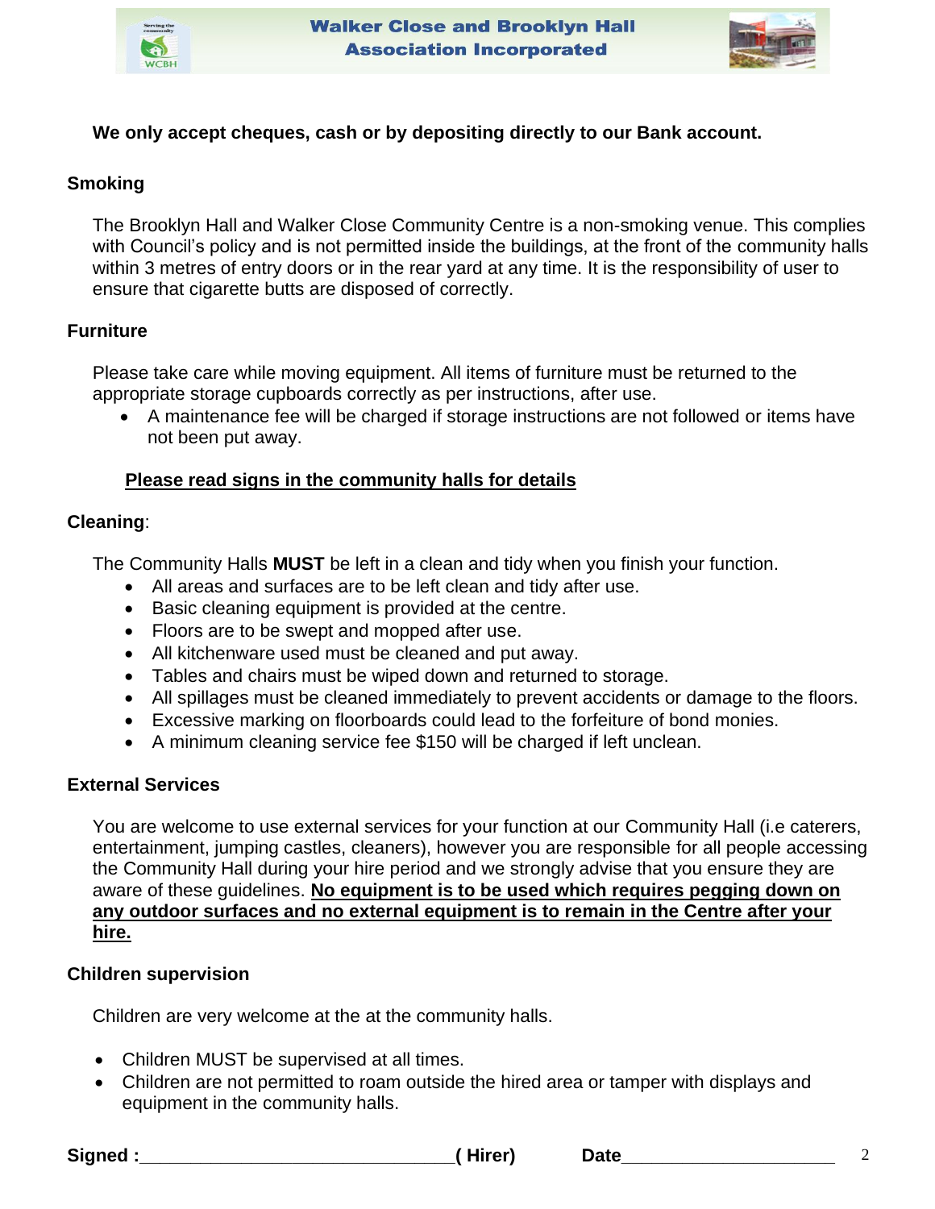**We only accept cheques, cash or by depositing directly to our Bank account.**

## Smoking

The Brooklyn Hall and Walker Close Community Centre is a non-smoking venue. This complies with Council's policy and is not permitted inside the buildings, at the front of the community halls within 3 metres of entry doors or in the rear yard at any time. It is the responsibility of user to ensure that cigarette butts are disposed of correctly.

## Furniture

Please take care while moving equipment. All items of furniture must be returned to the appropriate storage cupboards correctly as per instructions, after use.

- A maintenance fee will be charged if storage instructions are not followed or items have not been put away.

**<u>Please read signs in the community halls for details</u>**

## Cleaning:

The Community Halls **MUST** be left in a clean and tidy when you finish your function.

- All areas and surfaces are to be left clean and tidy after use.
- Basic cleaning equipment is provided at the centre.
- Floors are to be swept and mopped after use.
- All kitchenware used must be cleaned and put away.
- Tables and chairs must be wiped down and returned to storage.
- All spillages must be cleaned immediately to prevent accidents or damage to the floors.
- Excessive marking on floorboards could lead to the forfeiture of bond monies.
- A minimum cleaning service fee $150 will be charged if left unclean.

## External Services

You are welcome to use external services for your function at our Community Hall (i.e caterers, entertainment, jumping castles, cleaners), however you are responsible for all people accessing the Community Hall during your hire period and we strongly advise that you ensure they are aware of these guidelines. **<u>No equipment is to be used which requires pegging down on any outdoor surfaces and no external equipment is to remain in the Centre after your hire.</u>**

## Children supervision

Children are very welcome at the at the community halls.

- Children MUST be supervised at all times.
- Children are not permitted to roam outside the hired area or tamper with displays and equipment in the community halls.

**Signed :_______________________________( Hirer)** **Date_____________________**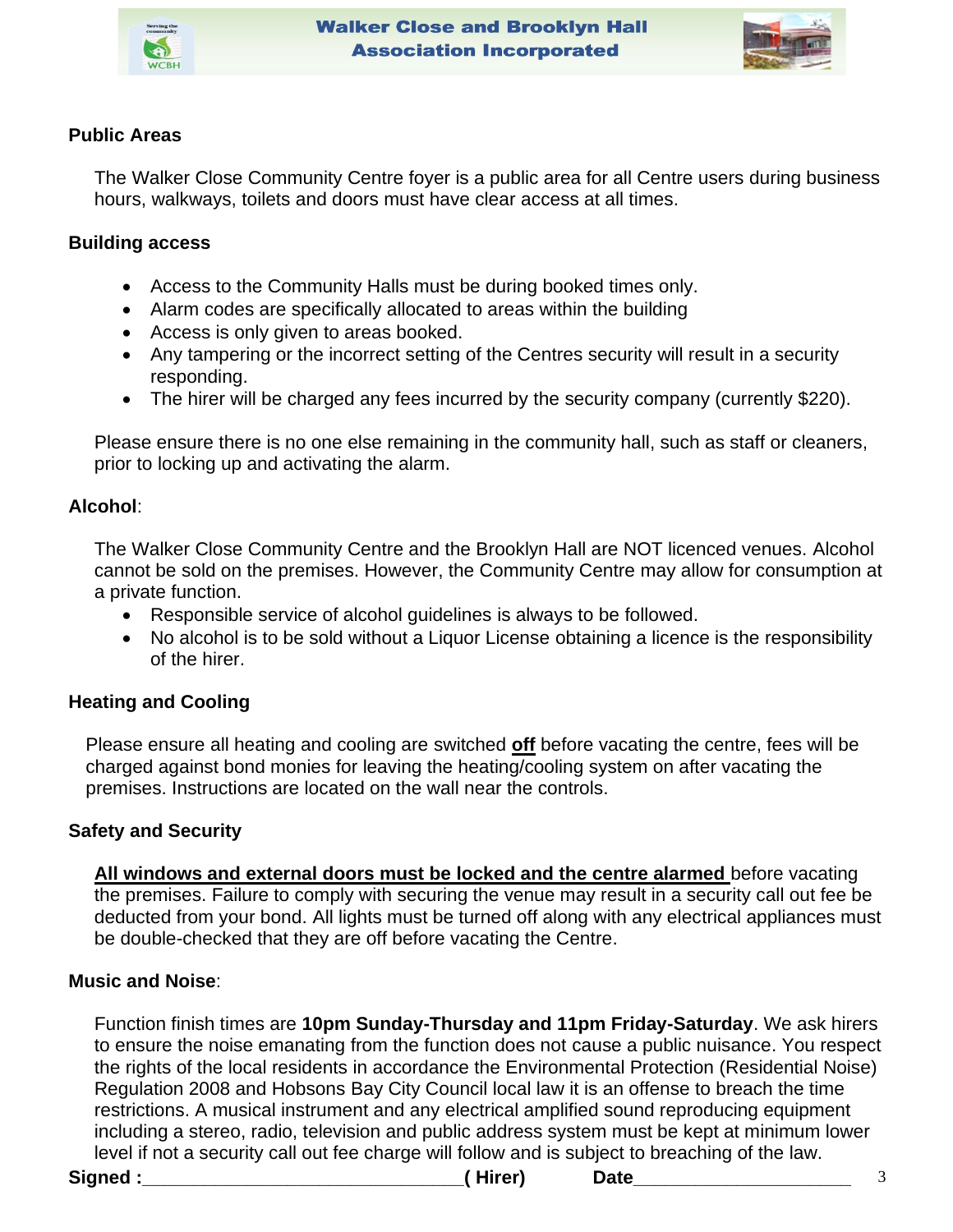### Public Areas

The Walker Close Community Centre foyer is a public area for all Centre users during business hours, walkways, toilets and doors must have clear access at all times.

### Building access

- Access to the Community Halls must be during booked times only.
- Alarm codes are specifically allocated to areas within the building
- Access is only given to areas booked.
- Any tampering or the incorrect setting of the Centres security will result in a security responding.
- The hirer will be charged any fees incurred by the security company (currently $220).

Please ensure there is no one else remaining in the community hall, such as staff or cleaners, prior to locking up and activating the alarm.

### Alcohol:

The Walker Close Community Centre and the Brooklyn Hall are NOT licenced venues. Alcohol cannot be sold on the premises. However, the Community Centre may allow for consumption at a private function.

- Responsible service of alcohol guidelines is always to be followed.
- No alcohol is to be sold without a Liquor License obtaining a licence is the responsibility of the hirer.

### Heating and Cooling

Please ensure all heating and cooling are switched **off** before vacating the centre, fees will be charged against bond monies for leaving the heating/cooling system on after vacating the premises. Instructions are located on the wall near the controls.

### Safety and Security

**All windows and external doors must be locked and the centre alarmed** before vacating the premises. Failure to comply with securing the venue may result in a security call out fee be deducted from your bond. All lights must be turned off along with any electrical appliances must be double-checked that they are off before vacating the Centre.

### Music and Noise:

Function finish times are **10pm Sunday-Thursday and 11pm Friday-Saturday**. We ask hirers to ensure the noise emanating from the function does not cause a public nuisance. You respect the rights of the local residents in accordance the Environmental Protection (Residential Noise) Regulation 2008 and Hobsons Bay City Council local law it is an offense to breach the time restrictions. A musical instrument and any electrical amplified sound reproducing equipment including a stereo, radio, television and public address system must be kept at minimum lower level if not a security call out fee charge will follow and is subject to breaching of the law.

**Signed :**_______________________________**( Hirer)** **Date**_____________________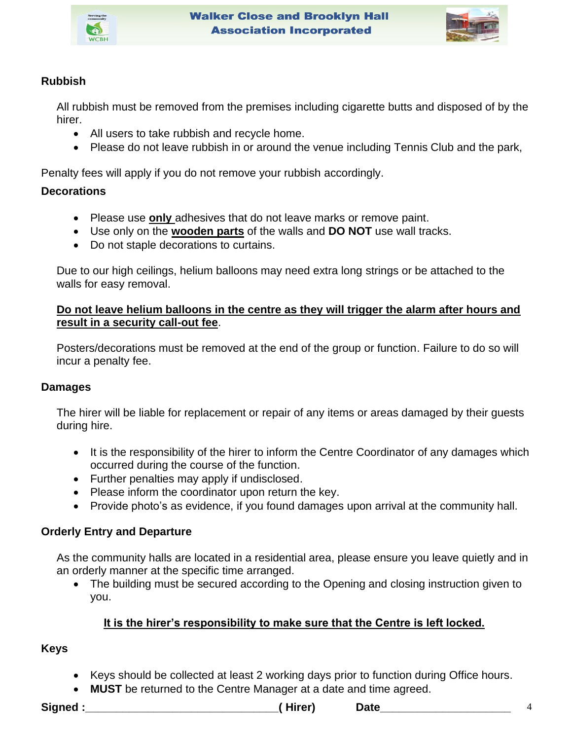### Rubbish

All rubbish must be removed from the premises including cigarette butts and disposed of by the hirer.

- All users to take rubbish and recycle home.
- Please do not leave rubbish in or around the venue including Tennis Club and the park,

Penalty fees will apply if you do not remove your rubbish accordingly.

### Decorations

- Please use <u>**only**</u> adhesives that do not leave marks or remove paint.
- Use only on the <u>**wooden parts**</u> of the walls and **DO NOT** use wall tracks.
- Do not staple decorations to curtains.

Due to our high ceilings, helium balloons may need extra long strings or be attached to the walls for easy removal.

<u>**Do not leave helium balloons in the centre as they will trigger the alarm after hours and result in a security call-out fee**</u>.

Posters/decorations must be removed at the end of the group or function. Failure to do so will incur a penalty fee.

### Damages

The hirer will be liable for replacement or repair of any items or areas damaged by their guests during hire.

- It is the responsibility of the hirer to inform the Centre Coordinator of any damages which occurred during the course of the function.
- Further penalties may apply if undisclosed.
- Please inform the coordinator upon return the key.
- Provide photo's as evidence, if you found damages upon arrival at the community hall.

### Orderly Entry and Departure

As the community halls are located in a residential area, please ensure you leave quietly and in an orderly manner at the specific time arranged.

- The building must be secured according to the Opening and closing instruction given to you.

<u>**It is the hirer's responsibility to make sure that the Centre is left locked.**</u>

### Keys

- Keys should be collected at least 2 working days prior to function during Office hours.
- **MUST** be returned to the Centre Manager at a date and time agreed.

**Signed :**_______________________________**( Hirer)** **Date**_____________________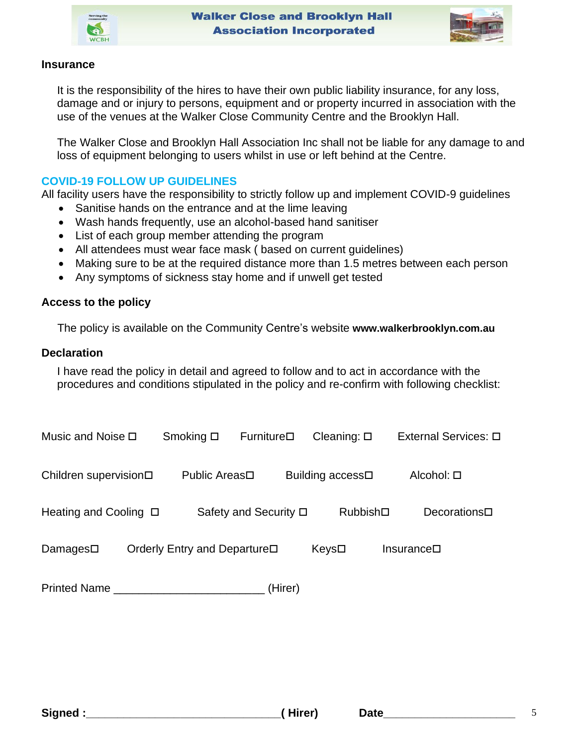## Insurance

It is the responsibility of the hires to have their own public liability insurance, for any loss, damage and or injury to persons, equipment and or property incurred in association with the use of the venues at the Walker Close Community Centre and the Brooklyn Hall.

The Walker Close and Brooklyn Hall Association Inc shall not be liable for any damage to and loss of equipment belonging to users whilst in use or left behind at the Centre.

## COVID-19 FOLLOW UP GUIDELINES

All facility users have the responsibility to strictly follow up and implement COVID-9 guidelines

- Sanitise hands on the entrance and at the lime leaving
- Wash hands frequently, use an alcohol-based hand sanitiser
- List of each group member attending the program
- All attendees must wear face mask ( based on current guidelines)
- Making sure to be at the required distance more than 1.5 metres between each person
- Any symptoms of sickness stay home and if unwell get tested

## Access to the policy

The policy is available on the Community Centre's website **www.walkerbrooklyn.com.au**

## Declaration

I have read the policy in detail and agreed to follow and to act in accordance with the procedures and conditions stipulated in the policy and re-confirm with following checklist:

Music and Noise ☐ Smoking ☐ Furniture☐ Cleaning: ☐ External Services: ☐

Children supervision☐ Public Areas☐ Building access☐ Alcohol: ☐

Heating and Cooling ☐ Safety and Security ☐ Rubbish☐ Decorations☐

Damages☐ Orderly Entry and Departure☐ Keys☐ Insurance☐

Printed Name ________________________ (Hirer)

**Signed :________________________________( Hirer)** **Date**______________________